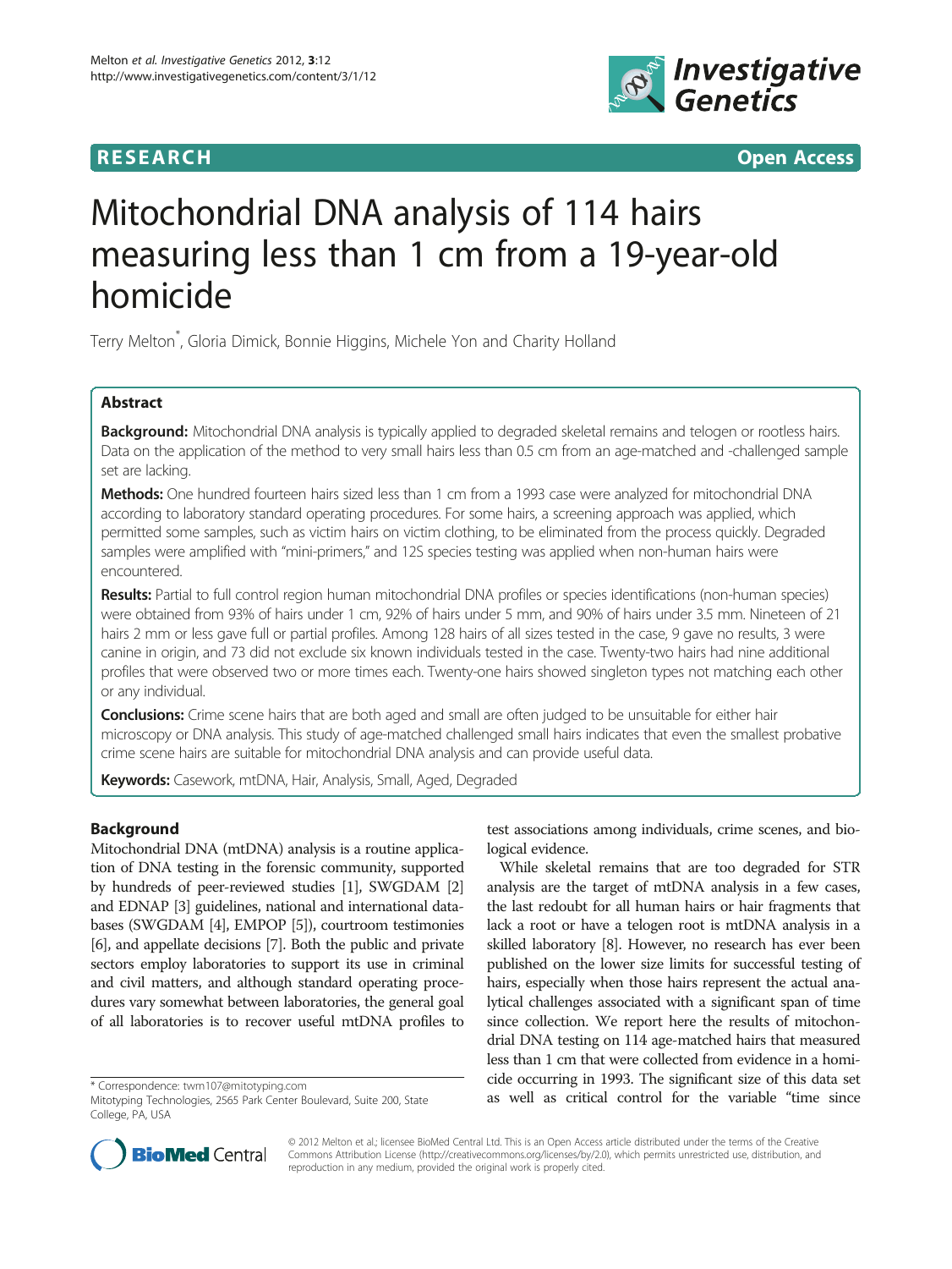**RESEARCH** **Open Access**

# Mitochondrial DNA analysis of 114 hairs measuring less than 1 cm from a 19-year-old homicide

Terry Melton*, Gloria Dimick, Bonnie Higgins, Michele Yon and Charity Holland

## Abstract

**Background:** Mitochondrial DNA analysis is typically applied to degraded skeletal remains and telogen or rootless hairs. Data on the application of the method to very small hairs less than 0.5 cm from an age-matched and -challenged sample set are lacking.

**Methods:** One hundred fourteen hairs sized less than 1 cm from a 1993 case were analyzed for mitochondrial DNA according to laboratory standard operating procedures. For some hairs, a screening approach was applied, which permitted some samples, such as victim hairs on victim clothing, to be eliminated from the process quickly. Degraded samples were amplified with "mini-primers," and 12S species testing was applied when non-human hairs were encountered.

**Results:** Partial to full control region human mitochondrial DNA profiles or species identifications (non-human species) were obtained from 93% of hairs under 1 cm, 92% of hairs under 5 mm, and 90% of hairs under 3.5 mm. Nineteen of 21 hairs 2 mm or less gave full or partial profiles. Among 128 hairs of all sizes tested in the case, 9 gave no results, 3 were canine in origin, and 73 did not exclude six known individuals tested in the case. Twenty-two hairs had nine additional profiles that were observed two or more times each. Twenty-one hairs showed singleton types not matching each other or any individual.

**Conclusions:** Crime scene hairs that are both aged and small are often judged to be unsuitable for either hair microscopy or DNA analysis. This study of age-matched challenged small hairs indicates that even the smallest probative crime scene hairs are suitable for mitochondrial DNA analysis and can provide useful data.

**Keywords:** Casework, mtDNA, Hair, Analysis, Small, Aged, Degraded

## Background

Mitochondrial DNA (mtDNA) analysis is a routine application of DNA testing in the forensic community, supported by hundreds of peer-reviewed studies [1], SWGDAM [2] and EDNAP [3] guidelines, national and international databases (SWGDAM [4], EMPOP [5]), courtroom testimonies [6], and appellate decisions [7]. Both the public and private sectors employ laboratories to support its use in criminal and civil matters, and although standard operating procedures vary somewhat between laboratories, the general goal of all laboratories is to recover useful mtDNA profiles to test associations among individuals, crime scenes, and biological evidence.

While skeletal remains that are too degraded for STR analysis are the target of mtDNA analysis in a few cases, the last redoubt for all human hairs or hair fragments that lack a root or have a telogen root is mtDNA analysis in a skilled laboratory [8]. However, no research has ever been published on the lower size limits for successful testing of hairs, especially when those hairs represent the actual analytical challenges associated with a significant span of time since collection. We report here the results of mitochondrial DNA testing on 114 age-matched hairs that measured less than 1 cm that were collected from evidence in a homicide occurring in 1993. The significant size of this data set as well as critical control for the variable "time since

\* Correspondence: twm107@mitotyping.com
Mitotyping Technologies, 2565 Park Center Boulevard, Suite 200, State College, PA, USA

© 2012 Melton et al.; licensee BioMed Central Ltd. This is an Open Access article distributed under the terms of the Creative Commons Attribution License (http://creativecommons.org/licenses/by/2.0), which permits unrestricted use, distribution, and reproduction in any medium, provided the original work is properly cited.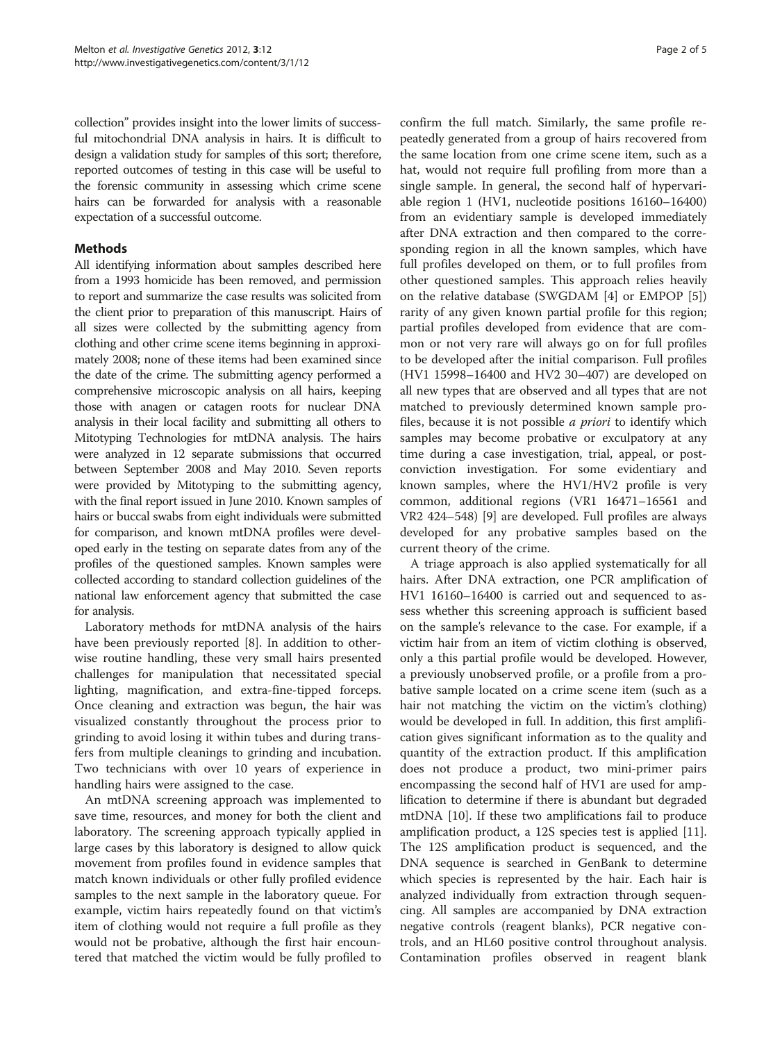collection" provides insight into the lower limits of successful mitochondrial DNA analysis in hairs. It is difficult to design a validation study for samples of this sort; therefore, reported outcomes of testing in this case will be useful to the forensic community in assessing which crime scene hairs can be forwarded for analysis with a reasonable expectation of a successful outcome.

## Methods

All identifying information about samples described here from a 1993 homicide has been removed, and permission to report and summarize the case results was solicited from the client prior to preparation of this manuscript. Hairs of all sizes were collected by the submitting agency from clothing and other crime scene items beginning in approximately 2008; none of these items had been examined since the date of the crime. The submitting agency performed a comprehensive microscopic analysis on all hairs, keeping those with anagen or catagen roots for nuclear DNA analysis in their local facility and submitting all others to Mitotyping Technologies for mtDNA analysis. The hairs were analyzed in 12 separate submissions that occurred between September 2008 and May 2010. Seven reports were provided by Mitotyping to the submitting agency, with the final report issued in June 2010. Known samples of hairs or buccal swabs from eight individuals were submitted for comparison, and known mtDNA profiles were developed early in the testing on separate dates from any of the profiles of the questioned samples. Known samples were collected according to standard collection guidelines of the national law enforcement agency that submitted the case for analysis.

Laboratory methods for mtDNA analysis of the hairs have been previously reported [8]. In addition to otherwise routine handling, these very small hairs presented challenges for manipulation that necessitated special lighting, magnification, and extra-fine-tipped forceps. Once cleaning and extraction was begun, the hair was visualized constantly throughout the process prior to grinding to avoid losing it within tubes and during transfers from multiple cleanings to grinding and incubation. Two technicians with over 10 years of experience in handling hairs were assigned to the case.

An mtDNA screening approach was implemented to save time, resources, and money for both the client and laboratory. The screening approach typically applied in large cases by this laboratory is designed to allow quick movement from profiles found in evidence samples that match known individuals or other fully profiled evidence samples to the next sample in the laboratory queue. For example, victim hairs repeatedly found on that victim's item of clothing would not require a full profile as they would not be probative, although the first hair encountered that matched the victim would be fully profiled to confirm the full match. Similarly, the same profile repeatedly generated from a group of hairs recovered from the same location from one crime scene item, such as a hat, would not require full profiling from more than a single sample. In general, the second half of hypervariable region 1 (HV1, nucleotide positions 16160–16400) from an evidentiary sample is developed immediately after DNA extraction and then compared to the corresponding region in all the known samples, which have full profiles developed on them, or to full profiles from other questioned samples. This approach relies heavily on the relative database (SWGDAM [4] or EMPOP [5]) rarity of any given known partial profile for this region; partial profiles developed from evidence that are common or not very rare will always go on for full profiles to be developed after the initial comparison. Full profiles (HV1 15998–16400 and HV2 30–407) are developed on all new types that are observed and all types that are not matched to previously determined known sample profiles, because it is not possible *a priori* to identify which samples may become probative or exculpatory at any time during a case investigation, trial, appeal, or post-conviction investigation. For some evidentiary and known samples, where the HV1/HV2 profile is very common, additional regions (VR1 16471–16561 and VR2 424–548) [9] are developed. Full profiles are always developed for any probative samples based on the current theory of the crime.

A triage approach is also applied systematically for all hairs. After DNA extraction, one PCR amplification of HV1 16160–16400 is carried out and sequenced to assess whether this screening approach is sufficient based on the sample's relevance to the case. For example, if a victim hair from an item of victim clothing is observed, only a this partial profile would be developed. However, a previously unobserved profile, or a profile from a probative sample located on a crime scene item (such as a hair not matching the victim on the victim's clothing) would be developed in full. In addition, this first amplification gives significant information as to the quality and quantity of the extraction product. If this amplification does not produce a product, two mini-primer pairs encompassing the second half of HV1 are used for amplification to determine if there is abundant but degraded mtDNA [10]. If these two amplifications fail to produce amplification product, a 12S species test is applied [11]. The 12S amplification product is sequenced, and the DNA sequence is searched in GenBank to determine which species is represented by the hair. Each hair is analyzed individually from extraction through sequencing. All samples are accompanied by DNA extraction negative controls (reagent blanks), PCR negative controls, and an HL60 positive control throughout analysis. Contamination profiles observed in reagent blank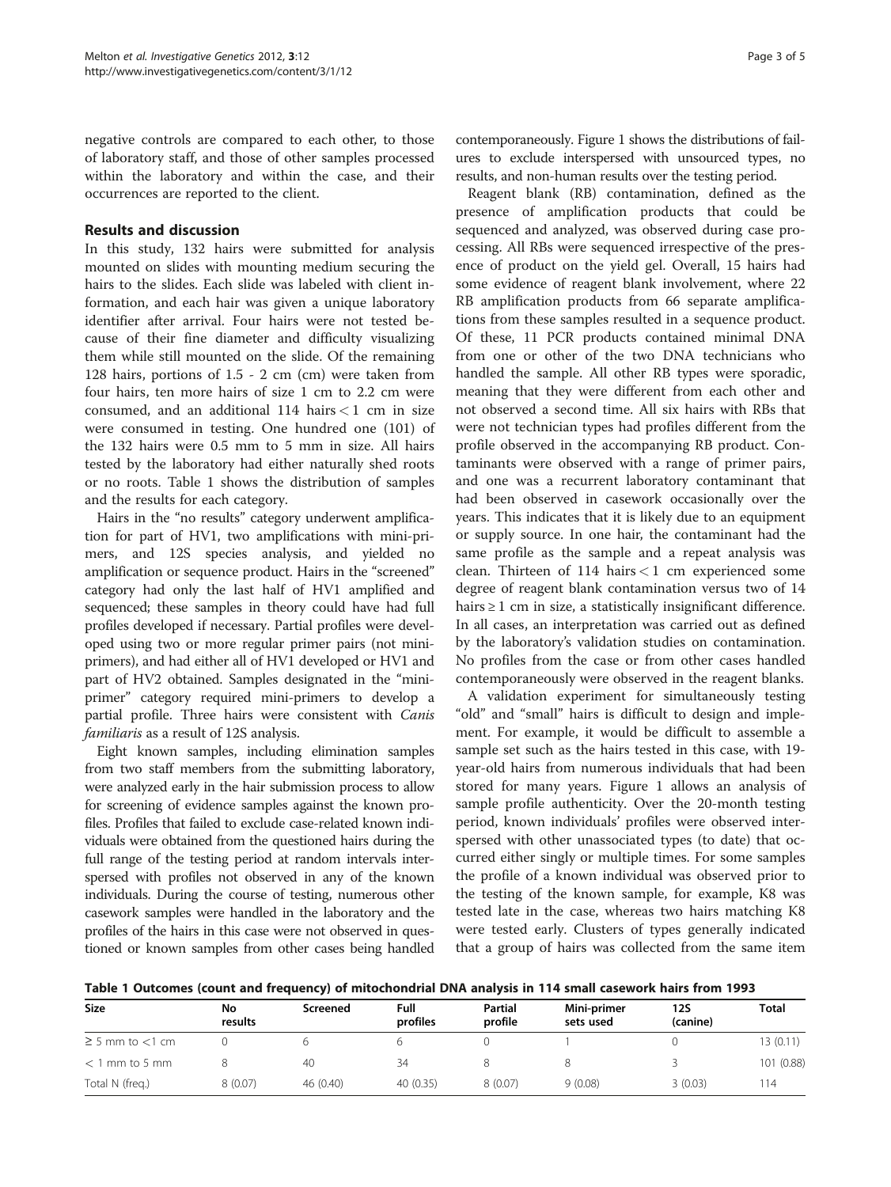negative controls are compared to each other, to those of laboratory staff, and those of other samples processed within the laboratory and within the case, and their occurrences are reported to the client.

## Results and discussion

In this study, 132 hairs were submitted for analysis mounted on slides with mounting medium securing the hairs to the slides. Each slide was labeled with client information, and each hair was given a unique laboratory identifier after arrival. Four hairs were not tested because of their fine diameter and difficulty visualizing them while still mounted on the slide. Of the remaining 128 hairs, portions of 1.5 - 2 cm (cm) were taken from four hairs, ten more hairs of size 1 cm to 2.2 cm were consumed, and an additional 114 hairs < 1 cm in size were consumed in testing. One hundred one (101) of the 132 hairs were 0.5 mm to 5 mm in size. All hairs tested by the laboratory had either naturally shed roots or no roots. Table 1 shows the distribution of samples and the results for each category.

Hairs in the "no results" category underwent amplification for part of HV1, two amplifications with mini-primers, and 12S species analysis, and yielded no amplification or sequence product. Hairs in the "screened" category had only the last half of HV1 amplified and sequenced; these samples in theory could have had full profiles developed if necessary. Partial profiles were developed using two or more regular primer pairs (not mini-primers), and had either all of HV1 developed or HV1 and part of HV2 obtained. Samples designated in the "mini-primer" category required mini-primers to develop a partial profile. Three hairs were consistent with *Canis familiaris* as a result of 12S analysis.

Eight known samples, including elimination samples from two staff members from the submitting laboratory, were analyzed early in the hair submission process to allow for screening of evidence samples against the known profiles. Profiles that failed to exclude case-related known individuals were obtained from the questioned hairs during the full range of the testing period at random intervals interspersed with profiles not observed in any of the known individuals. During the course of testing, numerous other casework samples were handled in the laboratory and the profiles of the hairs in this case were not observed in questioned or known samples from other cases being handled contemporaneously. Figure 1 shows the distributions of failures to exclude interspersed with unsourced types, no results, and non-human results over the testing period.

Reagent blank (RB) contamination, defined as the presence of amplification products that could be sequenced and analyzed, was observed during case processing. All RBs were sequenced irrespective of the presence of product on the yield gel. Overall, 15 hairs had some evidence of reagent blank involvement, where 22 RB amplification products from 66 separate amplifications from these samples resulted in a sequence product. Of these, 11 PCR products contained minimal DNA from one or other of the two DNA technicians who handled the sample. All other RB types were sporadic, meaning that they were different from each other and not observed a second time. All six hairs with RBs that were not technician types had profiles different from the profile observed in the accompanying RB product. Contaminants were observed with a range of primer pairs, and one was a recurrent laboratory contaminant that had been observed in casework occasionally over the years. This indicates that it is likely due to an equipment or supply source. In one hair, the contaminant had the same profile as the sample and a repeat analysis was clean. Thirteen of 114 hairs < 1 cm experienced some degree of reagent blank contamination versus two of 14 hairs ≥ 1 cm in size, a statistically insignificant difference. In all cases, an interpretation was carried out as defined by the laboratory's validation studies on contamination. No profiles from the case or from other cases handled contemporaneously were observed in the reagent blanks.

A validation experiment for simultaneously testing "old" and "small" hairs is difficult to design and implement. For example, it would be difficult to assemble a sample set such as the hairs tested in this case, with 19-year-old hairs from numerous individuals that had been stored for many years. Figure 1 allows an analysis of sample profile authenticity. Over the 20-month testing period, known individuals' profiles were observed interspersed with other unassociated types (to date) that occurred either singly or multiple times. For some samples the profile of a known individual was observed prior to the testing of the known sample, for example, K8 was tested late in the case, whereas two hairs matching K8 were tested early. Clusters of types generally indicated that a group of hairs was collected from the same item

**Table 1 Outcomes (count and frequency) of mitochondrial DNA analysis in 114 small casework hairs from 1993**

| Size | No results | Screened | Full profiles | Partial profile | Mini-primer sets used | 12S (canine) | Total |
|---|---|---|---|---|---|---|---|
| ≥ 5 mm to <1 cm | 0 | 6 | 6 | 0 | 1 | 0 | 13 (0.11) |
| < 1 mm to 5 mm | 8 | 40 | 34 | 8 | 8 | 3 | 101 (0.88) |
| Total N (freq.) | 8 (0.07) | 46 (0.40) | 40 (0.35) | 8 (0.07) | 9 (0.08) | 3 (0.03) | 114 |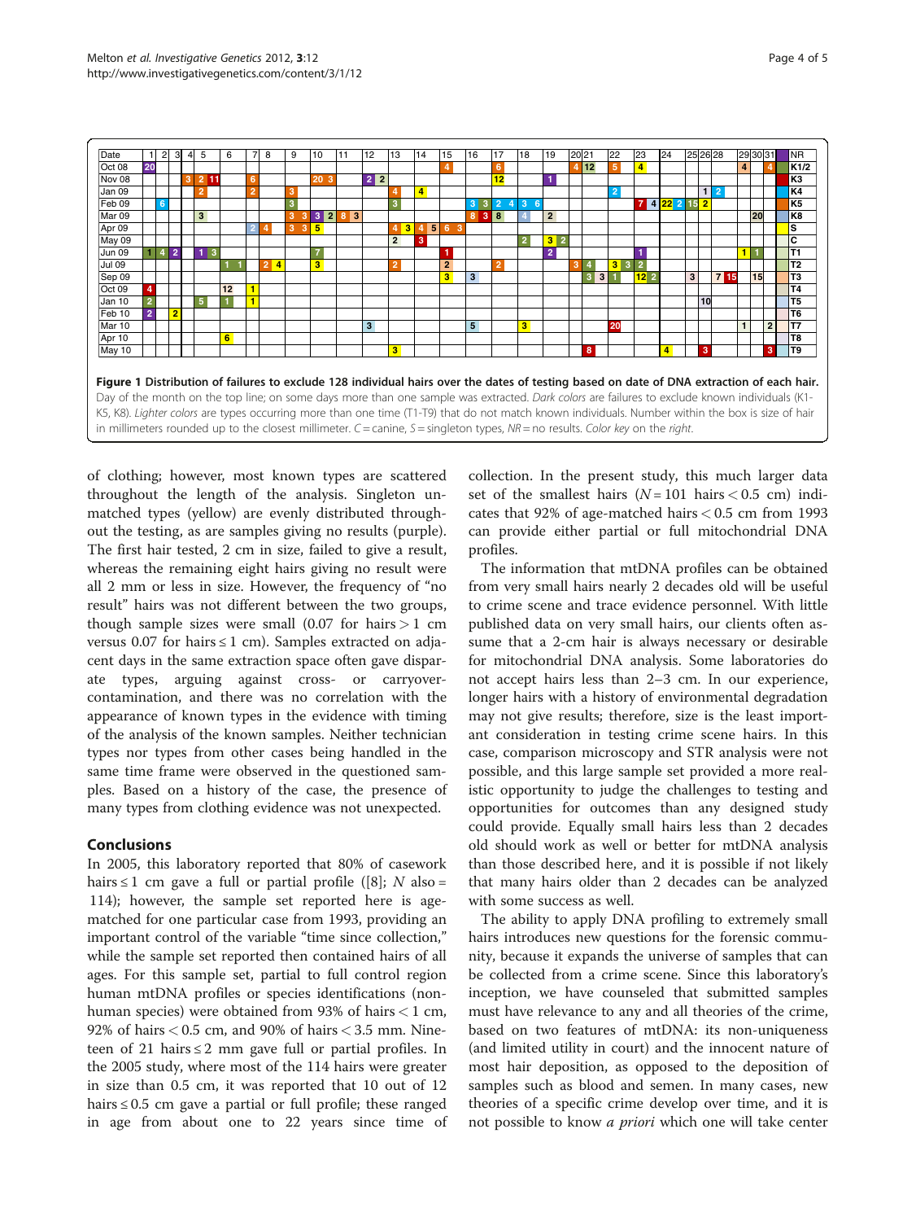| Date | 1 | 2 | 3 | 4 | 5 | 6 | 7 | 8 | 9 | 10 | 11 | 12 | 13 | 14 | 15 | 16 | 17 | 18 | 19 | 20 | 21 | 22 | 23 | 24 | 25 | 26 | 28 | 29 | 30 | 31 | NR |
|---|---|---|---|---|---|---|---|---|---|---|---|---|---|---|---|---|---|---|---|---|---|---|---|---|---|---|---|---|---|---|---|
| Oct 08 | 20 | | | | | | | | | | | | | | 4 | | 6 | | | 4 | 12 | 5 | 4 | | | | | 4 | | 4 | K1/2 |
| Nov 08 | | | | 3 | 2 11 | | 6 | | | 20 3 | | 2 2 | | | | | 12 | | 1 | | | | | | | | | | | | K3 |
| Jan 09 | | | | | 2 | | 2 | | 3 | | | | 4 | 4 | | | | | | | | 2 | | | | 1 | 2 | | | | K4 |
| Feb 09 | | 6 | | | | | | | 3 | | | | 3 | | | 3 3 | 2 4 | 3 6 | | | | | 7 4 | 22 2 | 15 | 2 | | | | | K5 |
| Mar 09 | | | | | 3 | | | | 3 3 | 3 2 | 8 3 | | | | | 8 3 | 8 | 4 | 2 | | | | | | | | | | 20 | | K8 |
| Apr 09 | | | | | | | 2 | 4 | 3 3 | 5 | | | 4 3 | 4 5 | 6 3 | | | | | | | | | | | | | | | | S |
| May 09 | | | | | | | | | | | | | 2 | 3 | | | | 2 | 3 2 | | | | | | | | | | | | C |
| Jun 09 | 1 | 4 | 2 | | 1 3 | | | | | 7 | | | | | 1 | | | | 2 | | | | 1 | | | | | 1 | 1 | | T1 |
| Jul 09 | | | | | | 1 1 | | 2 4 | | 3 | | | 2 | | 2 | | 2 | | | 3 | 4 | 3 3 | 2 | | | | | | | | T2 |
| Sep 09 | | | | | | | | | | | | | | | 3 | 3 | | | | | 3 3 | 1 | 12 2 | | 3 | | 7 15 | | 15 | | T3 |
| Oct 09 | 4 | | | | | 12 | 1 | | | | | | | | | | | | | | | | | | | | | | | | T4 |
| Jan 10 | 2 | | | | 5 | 1 | 1 | | | | | | | | | | | | | | | | | | | 10 | | | | | T5 |
| Feb 10 | 2 | | 2 | | | | | | | | | | | | | | | | | | | | | | | | | | | | T6 |
| Mar 10 | | | | | | | | | | | | 3 | | | | 5 | | 3 | | | | 20 | | | | | | 1 | | 2 | T7 |
| Apr 10 | | | | | | 6 | | | | | | | | | | | | | | | | | | | | | | | | | T8 |
| May 10 | | | | | | | | | | | | | 3 | | | | | | | | 8 | | | 4 | | 3 | | | | 3 | T9 |

**Figure 1 Distribution of failures to exclude 128 individual hairs over the dates of testing based on date of DNA extraction of each hair.** Day of the month on the top line; on some days more than one sample was extracted. *Dark colors* are failures to exclude known individuals (K1-K5, K8). *Lighter colors* are types occurring more than one time (T1-T9) that do not match known individuals. Number within the box is size of hair in millimeters rounded up to the closest millimeter. *C* = canine, *S* = singleton types, *NR* = no results. *Color key* on the right.

of clothing; however, most known types are scattered throughout the length of the analysis. Singleton unmatched types (yellow) are evenly distributed throughout the testing, as are samples giving no results (purple). The first hair tested, 2 cm in size, failed to give a result, whereas the remaining eight hairs giving no result were all 2 mm or less in size. However, the frequency of "no result" hairs was not different between the two groups, though sample sizes were small (0.07 for hairs > 1 cm versus 0.07 for hairs ≤ 1 cm). Samples extracted on adjacent days in the same extraction space often gave disparate types, arguing against cross- or carryover-contamination, and there was no correlation with the appearance of known types in the evidence with timing of the analysis of the known samples. Neither technician types nor types from other cases being handled in the same time frame were observed in the questioned samples. Based on a history of the case, the presence of many types from clothing evidence was not unexpected.

## Conclusions

In 2005, this laboratory reported that 80% of casework hairs ≤ 1 cm gave a full or partial profile ([8]; *N* also = 114); however, the sample set reported here is age-matched for one particular case from 1993, providing an important control of the variable "time since collection," while the sample set reported then contained hairs of all ages. For this sample set, partial to full control region human mtDNA profiles or species identifications (non-human species) were obtained from 93% of hairs < 1 cm, 92% of hairs < 0.5 cm, and 90% of hairs < 3.5 mm. Nineteen of 21 hairs ≤ 2 mm gave full or partial profiles. In the 2005 study, where most of the 114 hairs were greater in size than 0.5 cm, it was reported that 10 out of 12 hairs ≤ 0.5 cm gave a partial or full profile; these ranged in age from about one to 22 years since time of collection. In the present study, this much larger data set of the smallest hairs ($N = 101$ hairs < 0.5 cm) indicates that 92% of age-matched hairs < 0.5 cm from 1993 can provide either partial or full mitochondrial DNA profiles.

The information that mtDNA profiles can be obtained from very small hairs nearly 2 decades old will be useful to crime scene and trace evidence personnel. With little published data on very small hairs, our clients often assume that a 2-cm hair is always necessary or desirable for mitochondrial DNA analysis. Some laboratories do not accept hairs less than 2–3 cm. In our experience, longer hairs with a history of environmental degradation may not give results; therefore, size is the least important consideration in testing crime scene hairs. In this case, comparison microscopy and STR analysis were not possible, and this large sample set provided a more realistic opportunity to judge the challenges to testing and opportunities for outcomes than any designed study could provide. Equally small hairs less than 2 decades old should work as well or better for mtDNA analysis than those described here, and it is possible if not likely that many hairs older than 2 decades can be analyzed with some success as well.

The ability to apply DNA profiling to extremely small hairs introduces new questions for the forensic community, because it expands the universe of samples that can be collected from a crime scene. Since this laboratory's inception, we have counseled that submitted samples must have relevance to any and all theories of the crime, based on two features of mtDNA: its non-uniqueness (and limited utility in court) and the innocent nature of most hair deposition, as opposed to the deposition of samples such as blood and semen. In many cases, new theories of a specific crime develop over time, and it is not possible to know *a priori* which one will take center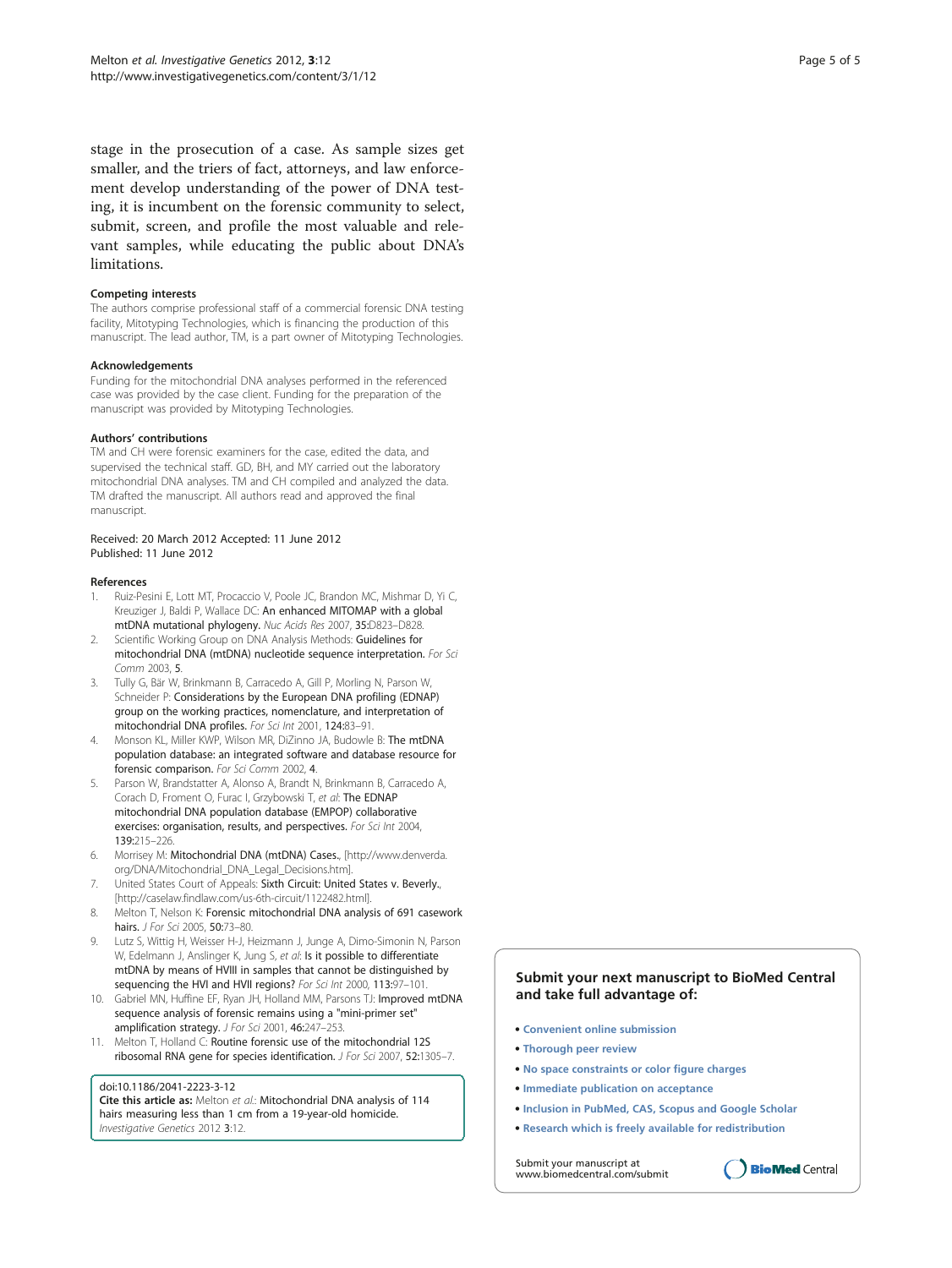stage in the prosecution of a case. As sample sizes get smaller, and the triers of fact, attorneys, and law enforcement develop understanding of the power of DNA testing, it is incumbent on the forensic community to select, submit, screen, and profile the most valuable and relevant samples, while educating the public about DNA's limitations.

### Competing interests

The authors comprise professional staff of a commercial forensic DNA testing facility, Mitotyping Technologies, which is financing the production of this manuscript. The lead author, TM, is a part owner of Mitotyping Technologies.

### Acknowledgements

Funding for the mitochondrial DNA analyses performed in the referenced case was provided by the case client. Funding for the preparation of the manuscript was provided by Mitotyping Technologies.

### Authors' contributions

TM and CH were forensic examiners for the case, edited the data, and supervised the technical staff. GD, BH, and MY carried out the laboratory mitochondrial DNA analyses. TM and CH compiled and analyzed the data. TM drafted the manuscript. All authors read and approved the final manuscript.

Received: 20 March 2012 Accepted: 11 June 2012
Published: 11 June 2012

### References

1. Ruiz-Pesini E, Lott MT, Procaccio V, Poole JC, Brandon MC, Mishmar D, Yi C, Kreuziger J, Baldi P, Wallace DC: **An enhanced MITOMAP with a global mtDNA mutational phylogeny.** *Nuc Acids Res* 2007, **35:**D823–D828.
2. Scientific Working Group on DNA Analysis Methods: **Guidelines for mitochondrial DNA (mtDNA) nucleotide sequence interpretation.** *For Sci Comm* 2003, **5**.
3. Tully G, Bär W, Brinkmann B, Carracedo A, Gill P, Morling N, Parson W, Schneider P: **Considerations by the European DNA profiling (EDNAP) group on the working practices, nomenclature, and interpretation of mitochondrial DNA profiles.** *For Sci Int* 2001, **124:**83–91.
4. Monson KL, Miller KWP, Wilson MR, DiZinno JA, Budowle B: **The mtDNA population database: an integrated software and database resource for forensic comparison.** *For Sci Comm* 2002, **4**.
5. Parson W, Brandstatter A, Alonso A, Brandt N, Brinkmann B, Carracedo A, Corach D, Froment O, Furac I, Grzybowski T, *et al*: **The EDNAP mitochondrial DNA population database (EMPOP) collaborative exercises: organisation, results, and perspectives.** *For Sci Int* 2004, **139:**215–226.
6. Morrisey M: **Mitochondrial DNA (mtDNA) Cases.**, [http://www.denverda.org/DNA/Mitochondrial_DNA_Legal_Decisions.htm].
7. United States Court of Appeals: **Sixth Circuit: United States v. Beverly.**, [http://caselaw.findlaw.com/us-6th-circuit/1122482.html].
8. Melton T, Nelson K: **Forensic mitochondrial DNA analysis of 691 casework hairs.** *J For Sci* 2005, **50:**73–80.
9. Lutz S, Wittig H, Weisser H-J, Heizmann J, Junge A, Dimo-Simonin N, Parson W, Edelmann J, Anslinger K, Jung S, *et al*: **Is it possible to differentiate mtDNA by means of HVIII in samples that cannot be distinguished by sequencing the HVI and HVII regions?** *For Sci Int* 2000, **113:**97–101.
10. Gabriel MN, Huffine EF, Ryan JH, Holland MM, Parsons TJ: **Improved mtDNA sequence analysis of forensic remains using a "mini-primer set" amplification strategy.** *J For Sci* 2001, **46:**247–253.
11. Melton T, Holland C: **Routine forensic use of the mitochondrial 12S ribosomal RNA gene for species identification.** *J For Sci* 2007, **52:**1305–7.

doi:10.1186/2041-2223-3-12
**Cite this article as:** Melton *et al.*: Mitochondrial DNA analysis of 114 hairs measuring less than 1 cm from a 19-year-old homicide. *Investigative Genetics* 2012 **3**:12.

**Submit your next manuscript to BioMed Central and take full advantage of:**

- Convenient online submission
- Thorough peer review
- No space constraints or color figure charges
- Immediate publication on acceptance
- Inclusion in PubMed, CAS, Scopus and Google Scholar
- Research which is freely available for redistribution

Submit your manuscript at
www.biomedcentral.com/submit

BioMed Central